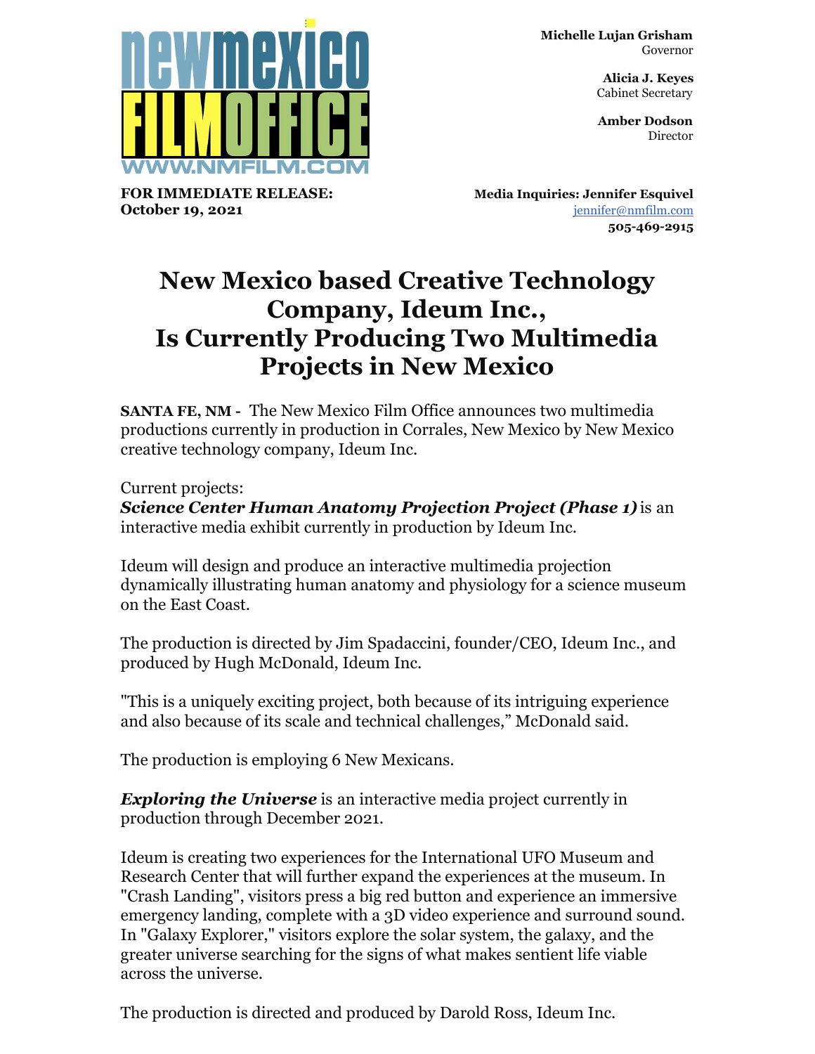newmexico FILMOFFICE
WWW.NMFILM.COM

**Michelle Lujan Grisham**
Governor

**Alicia J. Keyes**
Cabinet Secretary

**Amber Dodson**
Director

**FOR IMMEDIATE RELEASE:**
**October 19, 2021**

**Media Inquiries: Jennifer Esquivel**
jennifer@nmfilm.com
**505-469-2915**

# New Mexico based Creative Technology Company, Ideum Inc., Is Currently Producing Two Multimedia Projects in New Mexico

**SANTA FE, NM -** The New Mexico Film Office announces two multimedia productions currently in production in Corrales, New Mexico by New Mexico creative technology company, Ideum Inc.

Current projects:
***Science Center Human Anatomy Projection Project (Phase 1)*** is an interactive media exhibit currently in production by Ideum Inc.

Ideum will design and produce an interactive multimedia projection dynamically illustrating human anatomy and physiology for a science museum on the East Coast.

The production is directed by Jim Spadaccini, founder/CEO, Ideum Inc., and produced by Hugh McDonald, Ideum Inc.

"This is a uniquely exciting project, both because of its intriguing experience and also because of its scale and technical challenges," McDonald said.

The production is employing 6 New Mexicans.

***Exploring the Universe*** is an interactive media project currently in production through December 2021.

Ideum is creating two experiences for the International UFO Museum and Research Center that will further expand the experiences at the museum. In "Crash Landing", visitors press a big red button and experience an immersive emergency landing, complete with a 3D video experience and surround sound. In "Galaxy Explorer," visitors explore the solar system, the galaxy, and the greater universe searching for the signs of what makes sentient life viable across the universe.

The production is directed and produced by Darold Ross, Ideum Inc.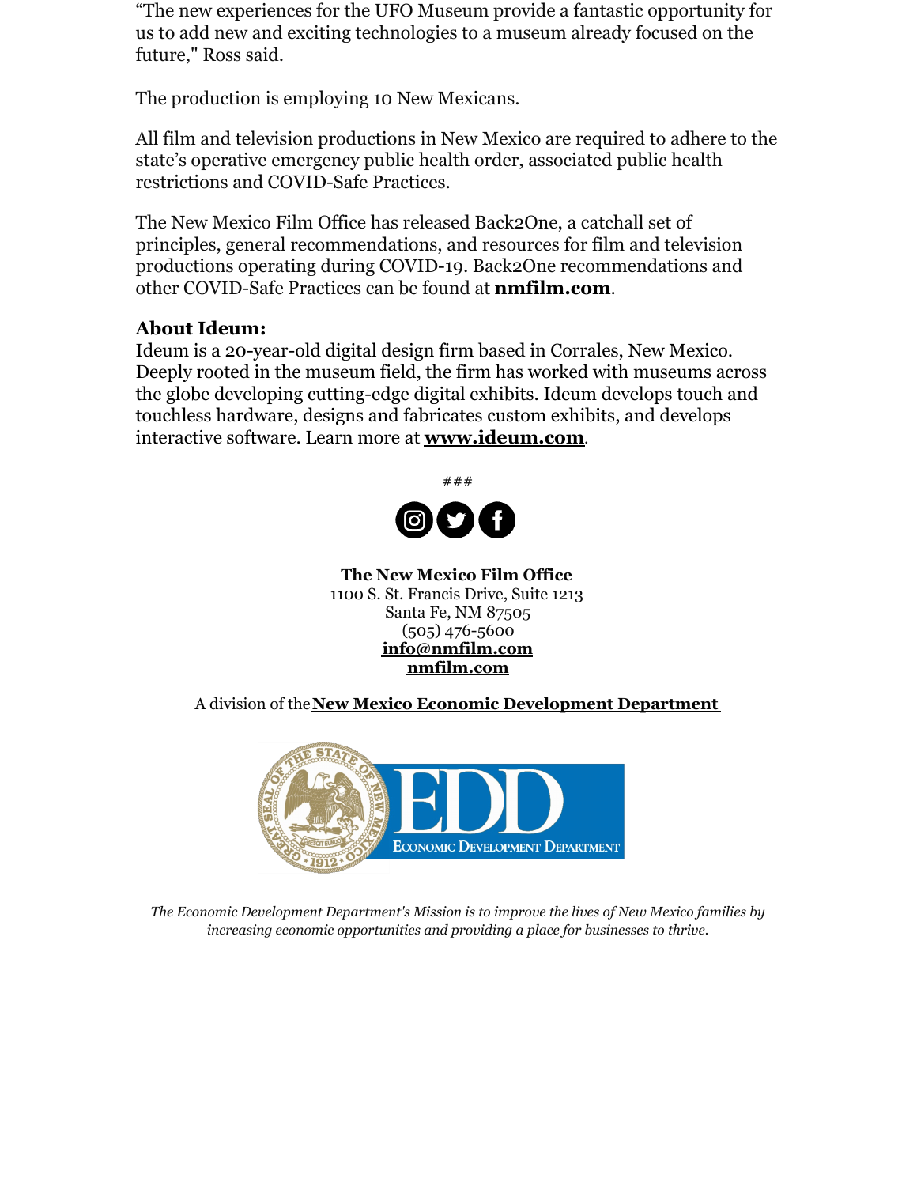"The new experiences for the UFO Museum provide a fantastic opportunity for us to add new and exciting technologies to a museum already focused on the future," Ross said.

The production is employing 10 New Mexicans.

All film and television productions in New Mexico are required to adhere to the state's operative emergency public health order, associated public health restrictions and COVID-Safe Practices.

The New Mexico Film Office has released Back2One, a catchall set of principles, general recommendations, and resources for film and television productions operating during COVID-19. Back2One recommendations and other COVID-Safe Practices can be found at **nmfilm.com**.

**About Ideum:**
Ideum is a 20-year-old digital design firm based in Corrales, New Mexico. Deeply rooted in the museum field, the firm has worked with museums across the globe developing cutting-edge digital exhibits. Ideum develops touch and touchless hardware, designs and fabricates custom exhibits, and develops interactive software. Learn more at **www.ideum.com**.

###

**The New Mexico Film Office**
1100 S. St. Francis Drive, Suite 1213
Santa Fe, NM 87505
(505) 476-5600
**info@nmfilm.com**
**nmfilm.com**

A division of the **New Mexico Economic Development Department**

EDD
ECONOMIC DEVELOPMENT DEPARTMENT

*The Economic Development Department's Mission is to improve the lives of New Mexico families by increasing economic opportunities and providing a place for businesses to thrive.*